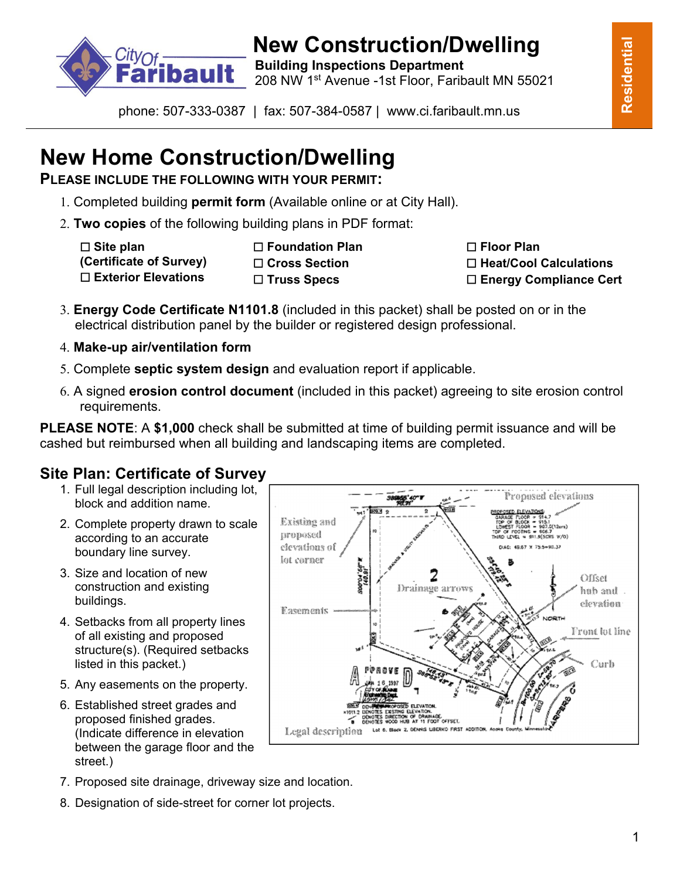# New Construction/Dwelling

**Building Inspections Department**
208 NW 1st Avenue -1st Floor, Faribault MN 55021

phone: 507-333-0387 | fax: 507-384-0587 | www.ci.faribault.mn.us

**Residential**

# New Home Construction/Dwelling

**PLEASE INCLUDE THE FOLLOWING WITH YOUR PERMIT:**

1. Completed building **permit form** (Available online or at City Hall).
2. **Two copies** of the following building plans in PDF format:

   - ☐ **Site plan (Certificate of Survey)**
   - ☐ **Exterior Elevations**
   - ☐ **Foundation Plan**
   - ☐ **Cross Section**
   - ☐ **Truss Specs**
   - ☐ **Floor Plan**
   - ☐ **Heat/Cool Calculations**
   - ☐ **Energy Compliance Cert**

3. **Energy Code Certificate N1101.8** (included in this packet) shall be posted on or in the electrical distribution panel by the builder or registered design professional.
4. **Make-up air/ventilation form**
5. Complete **septic system design** and evaluation report if applicable.
6. A signed **erosion control document** (included in this packet) agreeing to site erosion control requirements.

**PLEASE NOTE**: A **$1,000** check shall be submitted at time of building permit issuance and will be cashed but reimbursed when all building and landscaping items are completed.

## Site Plan: Certificate of Survey

1. Full legal description including lot, block and addition name.
2. Complete property drawn to scale according to an accurate boundary line survey.
3. Size and location of new construction and existing buildings.
4. Setbacks from all property lines of all existing and proposed structure(s). (Required setbacks listed in this packet.)
5. Any easements on the property.
6. Established street grades and proposed finished grades. (Indicate difference in elevation between the garage floor and the street.)
7. Proposed site drainage, driveway size and location.
8. Designation of side-street for corner lot projects.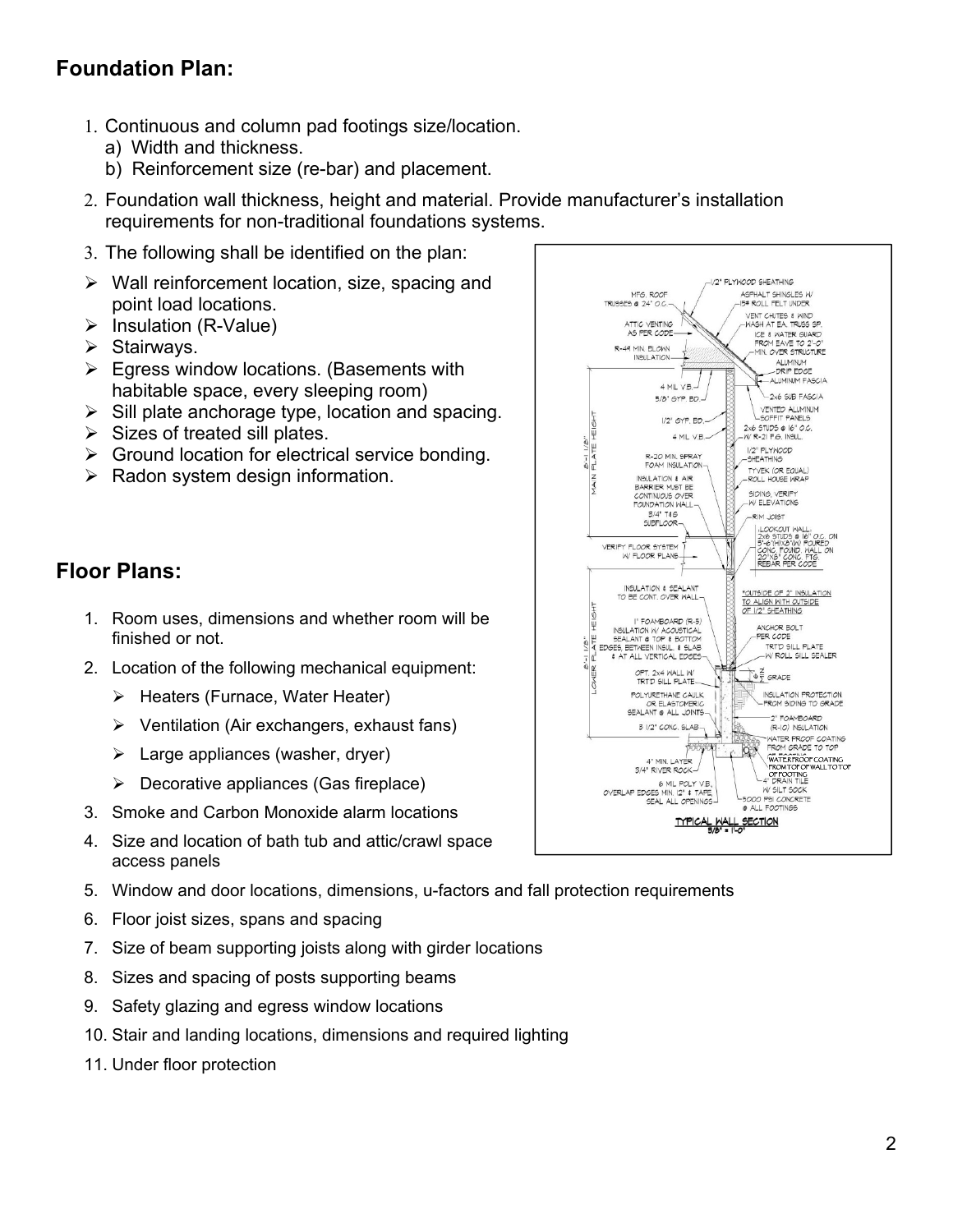## Foundation Plan:

1. Continuous and column pad footings size/location.
   a) Width and thickness.
   b) Reinforcement size (re-bar) and placement.
2. Foundation wall thickness, height and material. Provide manufacturer's installation requirements for non-traditional foundations systems.
3. The following shall be identified on the plan:

- Wall reinforcement location, size, spacing and point load locations.
- Insulation (R-Value)
- Stairways.
- Egress window locations. (Basements with habitable space, every sleeping room)
- Sill plate anchorage type, location and spacing.
- Sizes of treated sill plates.
- Ground location for electrical service bonding.
- Radon system design information.

## Floor Plans:

1. Room uses, dimensions and whether room will be finished or not.
2. Location of the following mechanical equipment:
   - Heaters (Furnace, Water Heater)
   - Ventilation (Air exchangers, exhaust fans)
   - Large appliances (washer, dryer)
   - Decorative appliances (Gas fireplace)
3. Smoke and Carbon Monoxide alarm locations
4. Size and location of bath tub and attic/crawl space access panels
5. Window and door locations, dimensions, u-factors and fall protection requirements
6. Floor joist sizes, spans and spacing
7. Size of beam supporting joists along with girder locations
8. Sizes and spacing of posts supporting beams
9. Safety glazing and egress window locations
10. Stair and landing locations, dimensions and required lighting
11. Under floor protection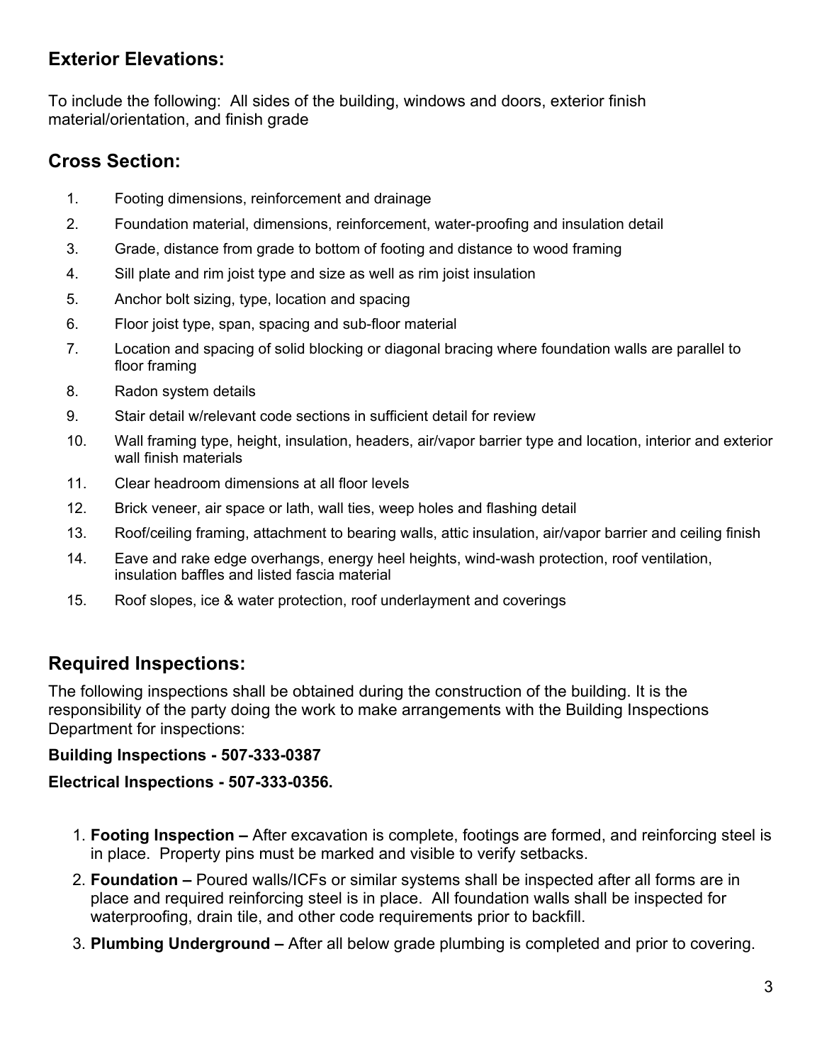## Exterior Elevations:

To include the following: All sides of the building, windows and doors, exterior finish material/orientation, and finish grade

## Cross Section:

1. Footing dimensions, reinforcement and drainage
2. Foundation material, dimensions, reinforcement, water-proofing and insulation detail
3. Grade, distance from grade to bottom of footing and distance to wood framing
4. Sill plate and rim joist type and size as well as rim joist insulation
5. Anchor bolt sizing, type, location and spacing
6. Floor joist type, span, spacing and sub-floor material
7. Location and spacing of solid blocking or diagonal bracing where foundation walls are parallel to floor framing
8. Radon system details
9. Stair detail w/relevant code sections in sufficient detail for review
10. Wall framing type, height, insulation, headers, air/vapor barrier type and location, interior and exterior wall finish materials
11. Clear headroom dimensions at all floor levels
12. Brick veneer, air space or lath, wall ties, weep holes and flashing detail
13. Roof/ceiling framing, attachment to bearing walls, attic insulation, air/vapor barrier and ceiling finish
14. Eave and rake edge overhangs, energy heel heights, wind-wash protection, roof ventilation, insulation baffles and listed fascia material
15. Roof slopes, ice & water protection, roof underlayment and coverings

## Required Inspections:

The following inspections shall be obtained during the construction of the building. It is the responsibility of the party doing the work to make arrangements with the Building Inspections Department for inspections:

**Building Inspections - 507-333-0387**

**Electrical Inspections - 507-333-0356.**

1. **Footing Inspection –** After excavation is complete, footings are formed, and reinforcing steel is in place. Property pins must be marked and visible to verify setbacks.
2. **Foundation –** Poured walls/ICFs or similar systems shall be inspected after all forms are in place and required reinforcing steel is in place. All foundation walls shall be inspected for waterproofing, drain tile, and other code requirements prior to backfill.
3. **Plumbing Underground –** After all below grade plumbing is completed and prior to covering.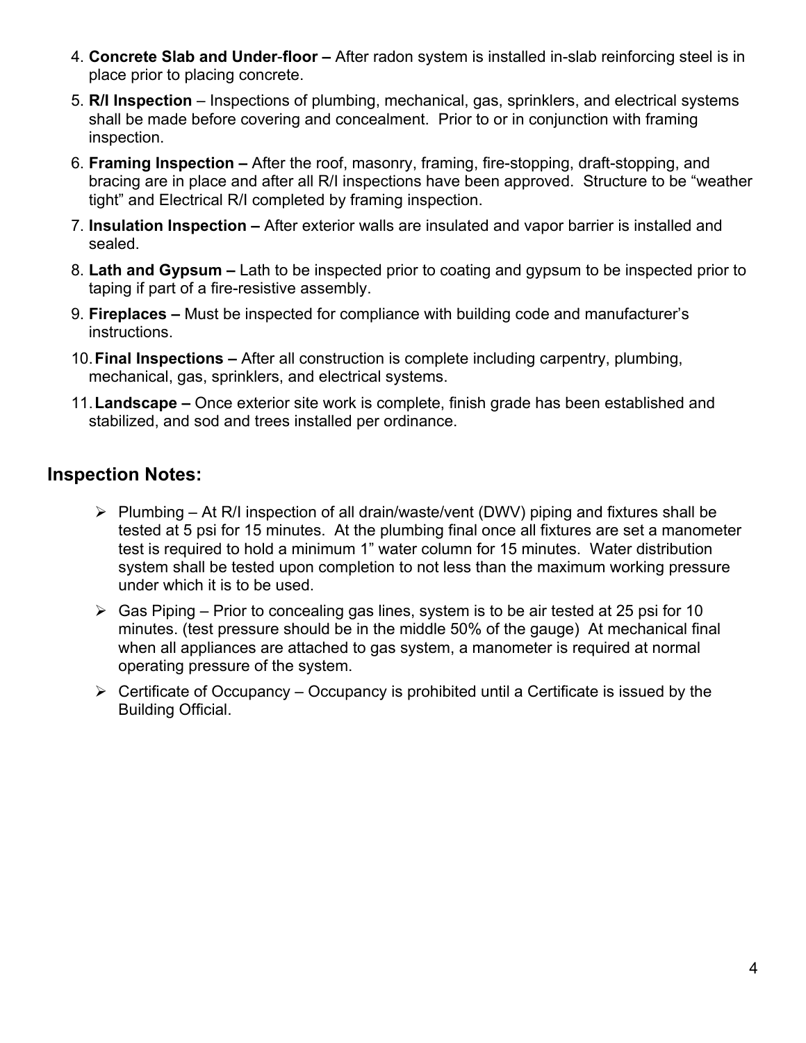4. **Concrete Slab and Under-floor –** After radon system is installed in-slab reinforcing steel is in place prior to placing concrete.
5. **R/I Inspection** – Inspections of plumbing, mechanical, gas, sprinklers, and electrical systems shall be made before covering and concealment. Prior to or in conjunction with framing inspection.
6. **Framing Inspection –** After the roof, masonry, framing, fire-stopping, draft-stopping, and bracing are in place and after all R/I inspections have been approved. Structure to be "weather tight" and Electrical R/I completed by framing inspection.
7. **Insulation Inspection –** After exterior walls are insulated and vapor barrier is installed and sealed.
8. **Lath and Gypsum –** Lath to be inspected prior to coating and gypsum to be inspected prior to taping if part of a fire-resistive assembly.
9. **Fireplaces –** Must be inspected for compliance with building code and manufacturer's instructions.
10. **Final Inspections –** After all construction is complete including carpentry, plumbing, mechanical, gas, sprinklers, and electrical systems.
11. **Landscape –** Once exterior site work is complete, finish grade has been established and stabilized, and sod and trees installed per ordinance.

## Inspection Notes:

- Plumbing – At R/I inspection of all drain/waste/vent (DWV) piping and fixtures shall be tested at 5 psi for 15 minutes. At the plumbing final once all fixtures are set a manometer test is required to hold a minimum 1" water column for 15 minutes. Water distribution system shall be tested upon completion to not less than the maximum working pressure under which it is to be used.
- Gas Piping – Prior to concealing gas lines, system is to be air tested at 25 psi for 10 minutes. (test pressure should be in the middle 50% of the gauge) At mechanical final when all appliances are attached to gas system, a manometer is required at normal operating pressure of the system.
- Certificate of Occupancy – Occupancy is prohibited until a Certificate is issued by the Building Official.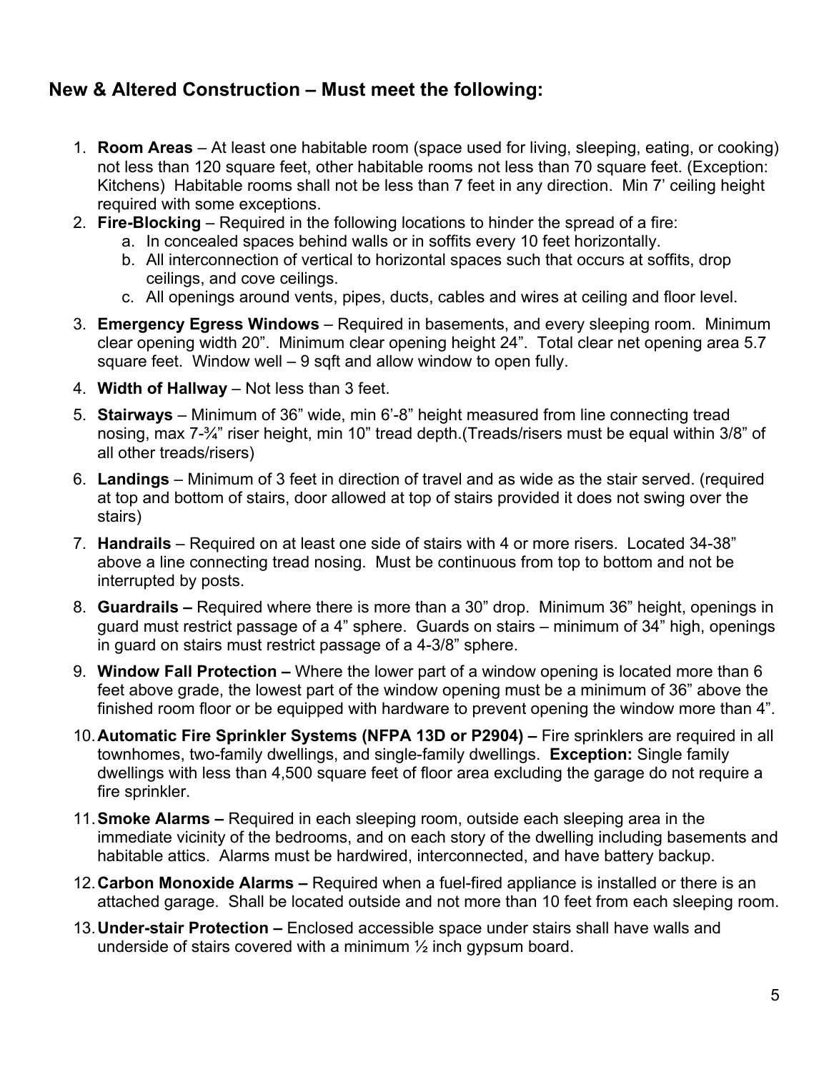## New & Altered Construction – Must meet the following:

1. **Room Areas** – At least one habitable room (space used for living, sleeping, eating, or cooking) not less than 120 square feet, other habitable rooms not less than 70 square feet. (Exception: Kitchens) Habitable rooms shall not be less than 7 feet in any direction. Min 7' ceiling height required with some exceptions.
2. **Fire-Blocking** – Required in the following locations to hinder the spread of a fire:
   a. In concealed spaces behind walls or in soffits every 10 feet horizontally.
   b. All interconnection of vertical to horizontal spaces such that occurs at soffits, drop ceilings, and cove ceilings.
   c. All openings around vents, pipes, ducts, cables and wires at ceiling and floor level.
3. **Emergency Egress Windows** – Required in basements, and every sleeping room. Minimum clear opening width 20". Minimum clear opening height 24". Total clear net opening area 5.7 square feet. Window well – 9 sqft and allow window to open fully.
4. **Width of Hallway** – Not less than 3 feet.
5. **Stairways** – Minimum of 36" wide, min 6'-8" height measured from line connecting tread nosing, max 7-¾" riser height, min 10" tread depth.(Treads/risers must be equal within 3/8" of all other treads/risers)
6. **Landings** – Minimum of 3 feet in direction of travel and as wide as the stair served. (required at top and bottom of stairs, door allowed at top of stairs provided it does not swing over the stairs)
7. **Handrails** – Required on at least one side of stairs with 4 or more risers. Located 34-38" above a line connecting tread nosing. Must be continuous from top to bottom and not be interrupted by posts.
8. **Guardrails –** Required where there is more than a 30" drop. Minimum 36" height, openings in guard must restrict passage of a 4" sphere. Guards on stairs – minimum of 34" high, openings in guard on stairs must restrict passage of a 4-3/8" sphere.
9. **Window Fall Protection –** Where the lower part of a window opening is located more than 6 feet above grade, the lowest part of the window opening must be a minimum of 36" above the finished room floor or be equipped with hardware to prevent opening the window more than 4".
10. **Automatic Fire Sprinkler Systems (NFPA 13D or P2904) –** Fire sprinklers are required in all townhomes, two-family dwellings, and single-family dwellings. **Exception:** Single family dwellings with less than 4,500 square feet of floor area excluding the garage do not require a fire sprinkler.
11. **Smoke Alarms –** Required in each sleeping room, outside each sleeping area in the immediate vicinity of the bedrooms, and on each story of the dwelling including basements and habitable attics. Alarms must be hardwired, interconnected, and have battery backup.
12. **Carbon Monoxide Alarms –** Required when a fuel-fired appliance is installed or there is an attached garage. Shall be located outside and not more than 10 feet from each sleeping room.
13. **Under-stair Protection –** Enclosed accessible space under stairs shall have walls and underside of stairs covered with a minimum ½ inch gypsum board.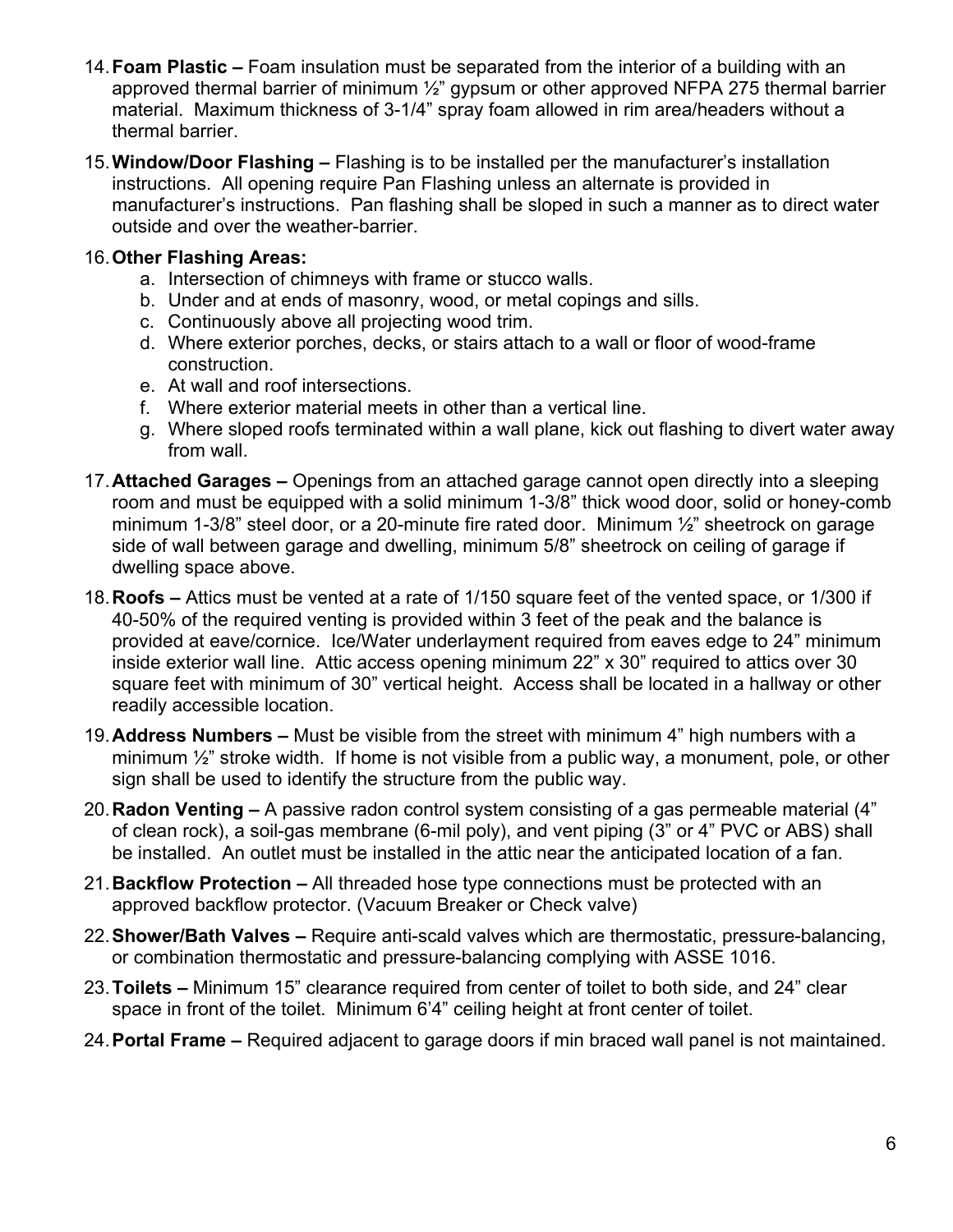14. **Foam Plastic –** Foam insulation must be separated from the interior of a building with an approved thermal barrier of minimum ½" gypsum or other approved NFPA 275 thermal barrier material. Maximum thickness of 3-1/4" spray foam allowed in rim area/headers without a thermal barrier.

15. **Window/Door Flashing –** Flashing is to be installed per the manufacturer's installation instructions. All opening require Pan Flashing unless an alternate is provided in manufacturer's instructions. Pan flashing shall be sloped in such a manner as to direct water outside and over the weather-barrier.

16. **Other Flashing Areas:**
    a. Intersection of chimneys with frame or stucco walls.
    b. Under and at ends of masonry, wood, or metal copings and sills.
    c. Continuously above all projecting wood trim.
    d. Where exterior porches, decks, or stairs attach to a wall or floor of wood-frame construction.
    e. At wall and roof intersections.
    f. Where exterior material meets in other than a vertical line.
    g. Where sloped roofs terminated within a wall plane, kick out flashing to divert water away from wall.

17. **Attached Garages –** Openings from an attached garage cannot open directly into a sleeping room and must be equipped with a solid minimum 1-3/8" thick wood door, solid or honey-comb minimum 1-3/8" steel door, or a 20-minute fire rated door. Minimum ½" sheetrock on garage side of wall between garage and dwelling, minimum 5/8" sheetrock on ceiling of garage if dwelling space above.

18. **Roofs –** Attics must be vented at a rate of 1/150 square feet of the vented space, or 1/300 if 40-50% of the required venting is provided within 3 feet of the peak and the balance is provided at eave/cornice. Ice/Water underlayment required from eaves edge to 24" minimum inside exterior wall line. Attic access opening minimum 22" x 30" required to attics over 30 square feet with minimum of 30" vertical height. Access shall be located in a hallway or other readily accessible location.

19. **Address Numbers –** Must be visible from the street with minimum 4" high numbers with a minimum ½" stroke width. If home is not visible from a public way, a monument, pole, or other sign shall be used to identify the structure from the public way.

20. **Radon Venting –** A passive radon control system consisting of a gas permeable material (4" of clean rock), a soil-gas membrane (6-mil poly), and vent piping (3" or 4" PVC or ABS) shall be installed. An outlet must be installed in the attic near the anticipated location of a fan.

21. **Backflow Protection –** All threaded hose type connections must be protected with an approved backflow protector. (Vacuum Breaker or Check valve)

22. **Shower/Bath Valves –** Require anti-scald valves which are thermostatic, pressure-balancing, or combination thermostatic and pressure-balancing complying with ASSE 1016.

23. **Toilets –** Minimum 15" clearance required from center of toilet to both side, and 24" clear space in front of the toilet. Minimum 6'4" ceiling height at front center of toilet.

24. **Portal Frame –** Required adjacent to garage doors if min braced wall panel is not maintained.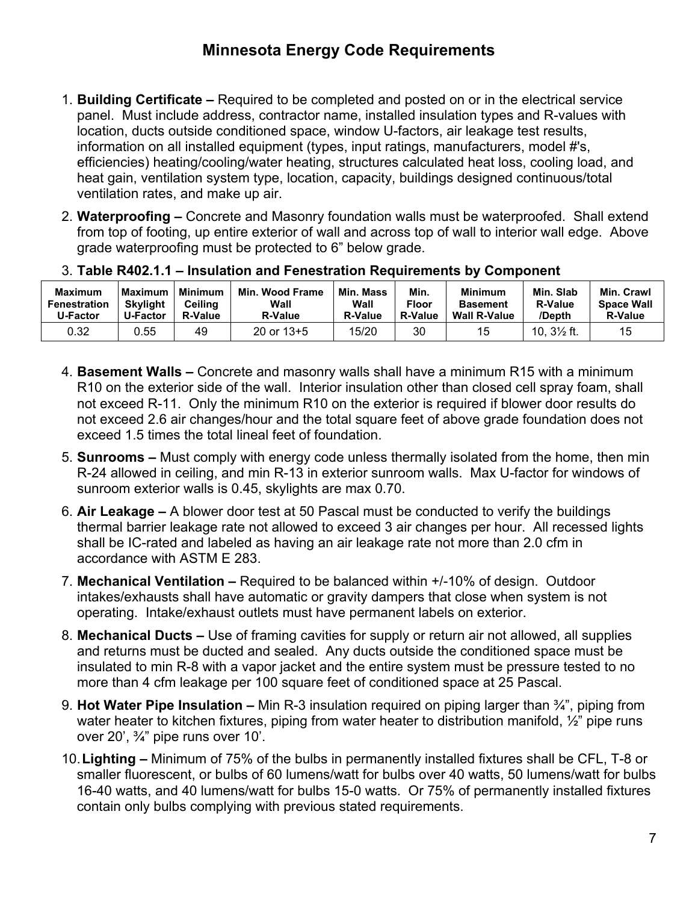# Minnesota Energy Code Requirements

1. **Building Certificate –** Required to be completed and posted on or in the electrical service panel. Must include address, contractor name, installed insulation types and R-values with location, ducts outside conditioned space, window U-factors, air leakage test results, information on all installed equipment (types, input ratings, manufacturers, model #'s, efficiencies) heating/cooling/water heating, structures calculated heat loss, cooling load, and heat gain, ventilation system type, location, capacity, buildings designed continuous/total ventilation rates, and make up air.

2. **Waterproofing –** Concrete and Masonry foundation walls must be waterproofed. Shall extend from top of footing, up entire exterior of wall and across top of wall to interior wall edge. Above grade waterproofing must be protected to 6" below grade.

3. **Table R402.1.1 – Insulation and Fenestration Requirements by Component**

| Maximum Fenestration U-Factor | Maximum Skylight U-Factor | Minimum Ceiling R-Value | Min. Wood Frame Wall R-Value | Min. Mass Wall R-Value | Min. Floor R-Value | Minimum Basement Wall R-Value | Min. Slab R-Value /Depth | Min. Crawl Space Wall R-Value |
|---|---|---|---|---|---|---|---|---|
| 0.32 | 0.55 | 49 | 20 or 13+5 | 15/20 | 30 | 15 | 10, 3½ ft. | 15 |

4. **Basement Walls –** Concrete and masonry walls shall have a minimum R15 with a minimum R10 on the exterior side of the wall. Interior insulation other than closed cell spray foam, shall not exceed R-11. Only the minimum R10 on the exterior is required if blower door results do not exceed 2.6 air changes/hour and the total square feet of above grade foundation does not exceed 1.5 times the total lineal feet of foundation.

5. **Sunrooms –** Must comply with energy code unless thermally isolated from the home, then min R-24 allowed in ceiling, and min R-13 in exterior sunroom walls. Max U-factor for windows of sunroom exterior walls is 0.45, skylights are max 0.70.

6. **Air Leakage –** A blower door test at 50 Pascal must be conducted to verify the buildings thermal barrier leakage rate not allowed to exceed 3 air changes per hour. All recessed lights shall be IC-rated and labeled as having an air leakage rate not more than 2.0 cfm in accordance with ASTM E 283.

7. **Mechanical Ventilation –** Required to be balanced within +/-10% of design. Outdoor intakes/exhausts shall have automatic or gravity dampers that close when system is not operating. Intake/exhaust outlets must have permanent labels on exterior.

8. **Mechanical Ducts –** Use of framing cavities for supply or return air not allowed, all supplies and returns must be ducted and sealed. Any ducts outside the conditioned space must be insulated to min R-8 with a vapor jacket and the entire system must be pressure tested to no more than 4 cfm leakage per 100 square feet of conditioned space at 25 Pascal.

9. **Hot Water Pipe Insulation –** Min R-3 insulation required on piping larger than ¾", piping from water heater to kitchen fixtures, piping from water heater to distribution manifold, ½" pipe runs over 20', ¾" pipe runs over 10'.

10. **Lighting –** Minimum of 75% of the bulbs in permanently installed fixtures shall be CFL, T-8 or smaller fluorescent, or bulbs of 60 lumens/watt for bulbs over 40 watts, 50 lumens/watt for bulbs 16-40 watts, and 40 lumens/watt for bulbs 15-0 watts. Or 75% of permanently installed fixtures contain only bulbs complying with previous stated requirements.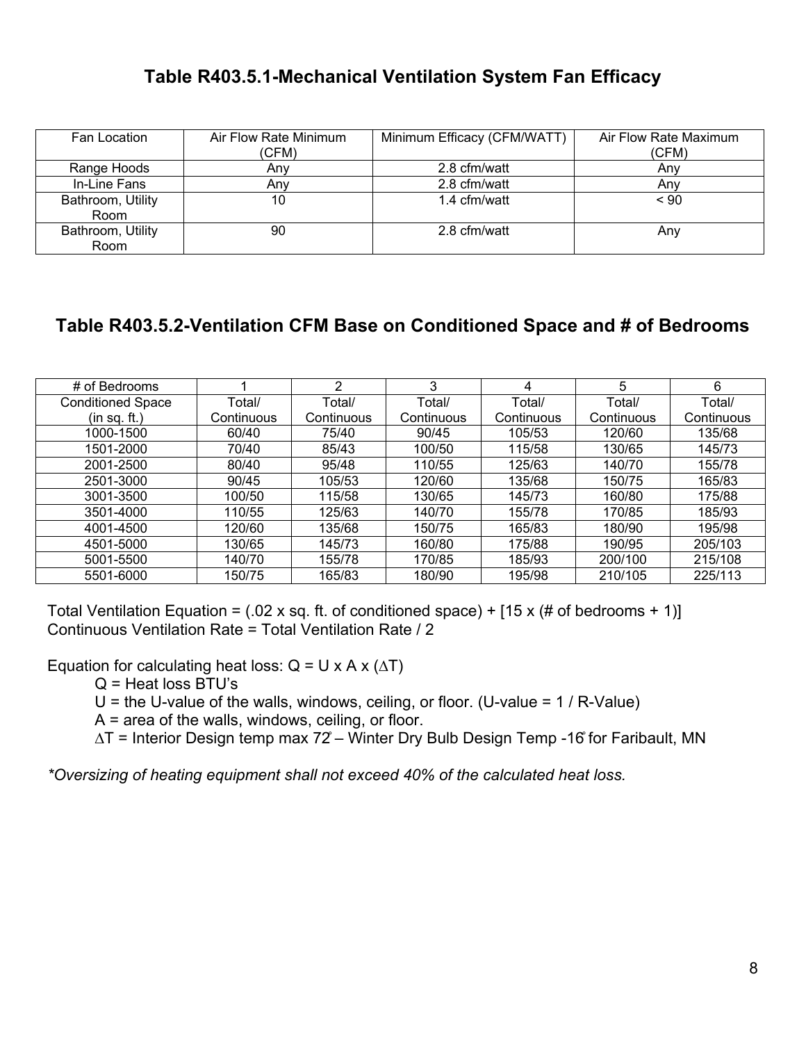## Table R403.5.1-Mechanical Ventilation System Fan Efficacy

| Fan Location | Air Flow Rate Minimum (CFM) | Minimum Efficacy (CFM/WATT) | Air Flow Rate Maximum (CFM) |
|---|---|---|---|
| Range Hoods | Any | 2.8 cfm/watt | Any |
| In-Line Fans | Any | 2.8 cfm/watt | Any |
| Bathroom, Utility Room | 10 | 1.4 cfm/watt | < 90 |
| Bathroom, Utility Room | 90 | 2.8 cfm/watt | Any |

## Table R403.5.2-Ventilation CFM Base on Conditioned Space and # of Bedrooms

| # of Bedrooms | 1 | 2 | 3 | 4 | 5 | 6 |
|---|---|---|---|---|---|---|
| Conditioned Space (in sq. ft.) | Total/ Continuous | Total/ Continuous | Total/ Continuous | Total/ Continuous | Total/ Continuous | Total/ Continuous |
| 1000-1500 | 60/40 | 75/40 | 90/45 | 105/53 | 120/60 | 135/68 |
| 1501-2000 | 70/40 | 85/43 | 100/50 | 115/58 | 130/65 | 145/73 |
| 2001-2500 | 80/40 | 95/48 | 110/55 | 125/63 | 140/70 | 155/78 |
| 2501-3000 | 90/45 | 105/53 | 120/60 | 135/68 | 150/75 | 165/83 |
| 3001-3500 | 100/50 | 115/58 | 130/65 | 145/73 | 160/80 | 175/88 |
| 3501-4000 | 110/55 | 125/63 | 140/70 | 155/78 | 170/85 | 185/93 |
| 4001-4500 | 120/60 | 135/68 | 150/75 | 165/83 | 180/90 | 195/98 |
| 4501-5000 | 130/65 | 145/73 | 160/80 | 175/88 | 190/95 | 205/103 |
| 5001-5500 | 140/70 | 155/78 | 170/85 | 185/93 | 200/100 | 215/108 |
| 5501-6000 | 150/75 | 165/83 | 180/90 | 195/98 | 210/105 | 225/113 |

Total Ventilation Equation = (.02 x sq. ft. of conditioned space) + [15 x (# of bedrooms + 1)]
Continuous Ventilation Rate = Total Ventilation Rate / 2

Equation for calculating heat loss: $Q = U \times A \times (\Delta T)$

- Q = Heat loss BTU's
- U = the U-value of the walls, windows, ceiling, or floor. (U-value = 1 / R-Value)
- A = area of the walls, windows, ceiling, or floor.
- $\Delta T$ = Interior Design temp max 72° – Winter Dry Bulb Design Temp -16° for Faribault, MN

*\*Oversizing of heating equipment shall not exceed 40% of the calculated heat loss.*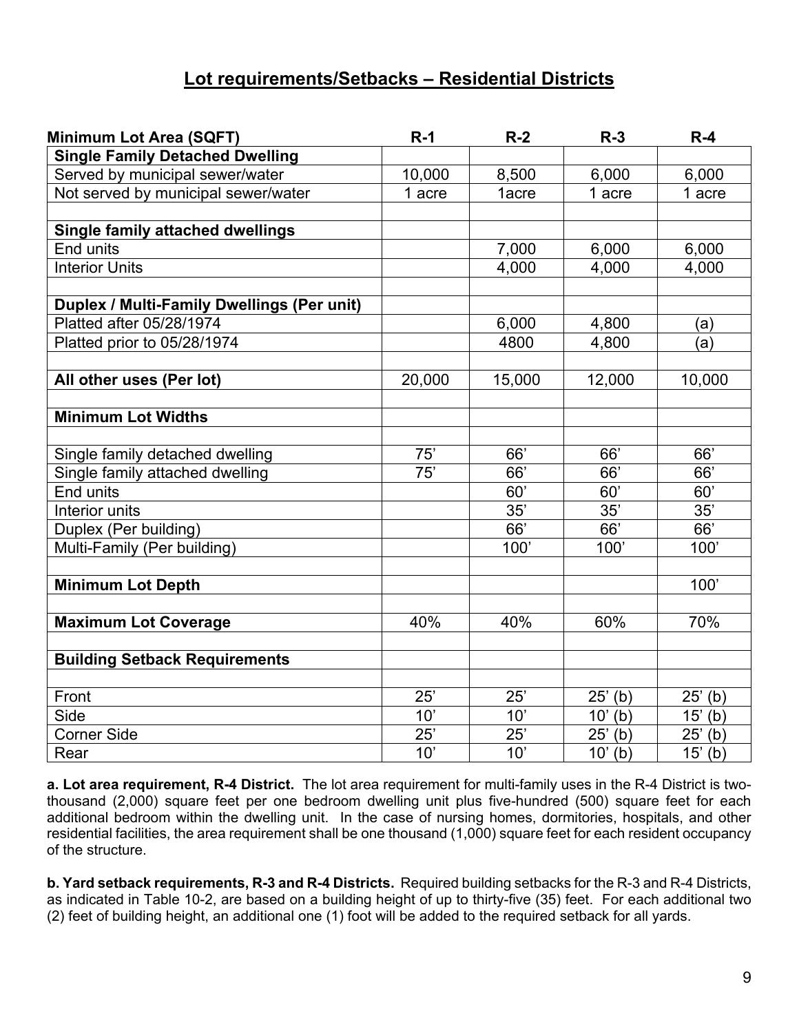## Lot requirements/Setbacks – Residential Districts

| Minimum Lot Area (SQFT) | R-1 | R-2 | R-3 | R-4 |
|---|---|---|---|---|
| **Single Family Detached Dwelling** | | | | |
| Served by municipal sewer/water | 10,000 | 8,500 | 6,000 | 6,000 |
| Not served by municipal sewer/water | 1 acre | 1acre | 1 acre | 1 acre |
| | | | | |
| **Single family attached dwellings** | | | | |
| End units | | 7,000 | 6,000 | 6,000 |
| Interior Units | | 4,000 | 4,000 | 4,000 |
| | | | | |
| **Duplex / Multi-Family Dwellings (Per unit)** | | | | |
| Platted after 05/28/1974 | | 6,000 | 4,800 | (a) |
| Platted prior to 05/28/1974 | | 4800 | 4,800 | (a) |
| | | | | |
| **All other uses (Per lot)** | 20,000 | 15,000 | 12,000 | 10,000 |
| | | | | |
| **Minimum Lot Widths** | | | | |
| | | | | |
| Single family detached dwelling | 75' | 66' | 66' | 66' |
| Single family attached dwelling | 75' | 66' | 66' | 66' |
| End units | | 60' | 60' | 60' |
| Interior units | | 35' | 35' | 35' |
| Duplex (Per building) | | 66' | 66' | 66' |
| Multi-Family (Per building) | | 100' | 100' | 100' |
| | | | | |
| **Minimum Lot Depth** | | | | 100' |
| | | | | |
| **Maximum Lot Coverage** | 40% | 40% | 60% | 70% |
| | | | | |
| **Building Setback Requirements** | | | | |
| | | | | |
| Front | 25' | 25' | 25' (b) | 25' (b) |
| Side | 10' | 10' | 10' (b) | 15' (b) |
| Corner Side | 25' | 25' | 25' (b) | 25' (b) |
| Rear | 10' | 10' | 10' (b) | 15' (b) |

**a. Lot area requirement, R-4 District.** The lot area requirement for multi-family uses in the R-4 District is two-thousand (2,000) square feet per one bedroom dwelling unit plus five-hundred (500) square feet for each additional bedroom within the dwelling unit. In the case of nursing homes, dormitories, hospitals, and other residential facilities, the area requirement shall be one thousand (1,000) square feet for each resident occupancy of the structure.

**b. Yard setback requirements, R-3 and R-4 Districts.** Required building setbacks for the R-3 and R-4 Districts, as indicated in Table 10-2, are based on a building height of up to thirty-five (35) feet. For each additional two (2) feet of building height, an additional one (1) foot will be added to the required setback for all yards.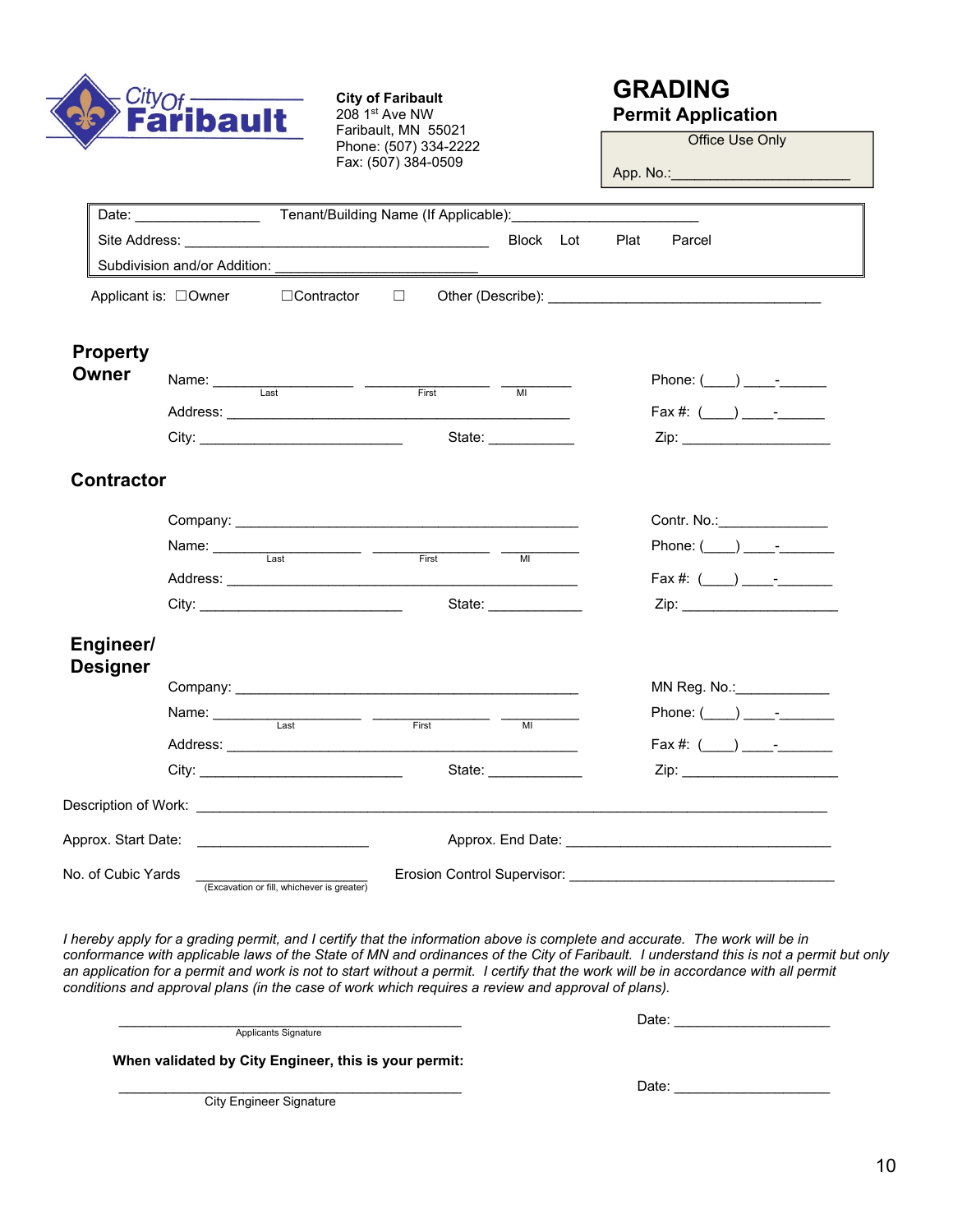City of Faribault
208 1st Ave NW
Faribault, MN 55021
Phone: (507) 334-2222
Fax: (507) 384-0509

# GRADING

## Permit Application

Office Use Only

App. No.:______________________

Date: ________________ Tenant/Building Name (If Applicable):________________________

Site Address: ______________________________________ Block Lot Plat Parcel

Subdivision and/or Addition: _________________________

Applicant is: ☐Owner ☐Contractor ☐ Other (Describe): __________________________________

### Property Owner

Name: __________________ (Last) ________________ (First) _________ (MI) Phone: (____) ____-______

Address: ____________________________________________ Fax #: (____) ____-______

City: __________________________ State: ___________ Zip: ___________________

### Contractor

Company: ____________________________________________ Contr. No.:______________

Name: __________________ (Last) ________________ (First) _________ (MI) Phone: (____) ____-_______

Address: ____________________________________________ Fax #: (____) ____-_______

City: __________________________ State: ____________ Zip: ____________________

### Engineer/ Designer

Company: ____________________________________________ MN Reg. No.:____________

Name: __________________ (Last) ________________ (First) _________ (MI) Phone: (____) ____-_______

Address: ____________________________________________ Fax #: (____) ____-_______

City: __________________________ State: ____________ Zip: ____________________

Description of Work: ________________________________________________________________________________

Approx. Start Date: ______________________ Approx. End Date: __________________________________

No. of Cubic Yards ______________________ (Excavation or fill, whichever is greater) Erosion Control Supervisor: __________________________________

*I hereby apply for a grading permit, and I certify that the information above is complete and accurate. The work will be in conformance with applicable laws of the State of MN and ordinances of the City of Faribault. I understand this is not a permit but only an application for a permit and work is not to start without a permit. I certify that the work will be in accordance with all permit conditions and approval plans (in the case of work which requires a review and approval of plans).*

____________________________________________ Date: ____________________
Applicants Signature

**When validated by City Engineer, this is your permit:**

____________________________________________ Date: ____________________
City Engineer Signature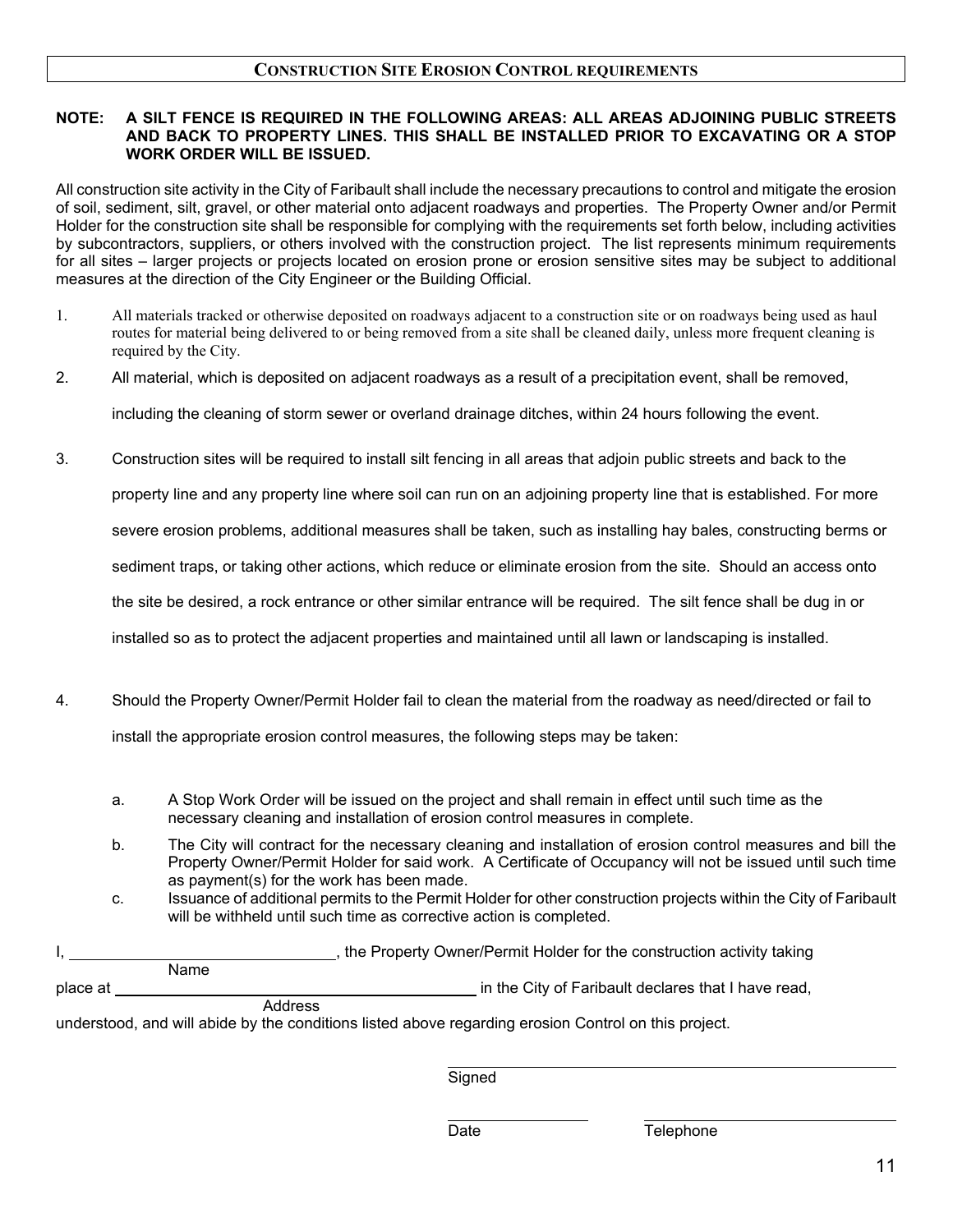## Construction Site Erosion Control requirements

**NOTE: A SILT FENCE IS REQUIRED IN THE FOLLOWING AREAS: ALL AREAS ADJOINING PUBLIC STREETS AND BACK TO PROPERTY LINES. THIS SHALL BE INSTALLED PRIOR TO EXCAVATING OR A STOP WORK ORDER WILL BE ISSUED.**

All construction site activity in the City of Faribault shall include the necessary precautions to control and mitigate the erosion of soil, sediment, silt, gravel, or other material onto adjacent roadways and properties. The Property Owner and/or Permit Holder for the construction site shall be responsible for complying with the requirements set forth below, including activities by subcontractors, suppliers, or others involved with the construction project. The list represents minimum requirements for all sites – larger projects or projects located on erosion prone or erosion sensitive sites may be subject to additional measures at the direction of the City Engineer or the Building Official.

1. All materials tracked or otherwise deposited on roadways adjacent to a construction site or on roadways being used as haul routes for material being delivered to or being removed from a site shall be cleaned daily, unless more frequent cleaning is required by the City.
2. All material, which is deposited on adjacent roadways as a result of a precipitation event, shall be removed, including the cleaning of storm sewer or overland drainage ditches, within 24 hours following the event.
3. Construction sites will be required to install silt fencing in all areas that adjoin public streets and back to the property line and any property line where soil can run on an adjoining property line that is established. For more severe erosion problems, additional measures shall be taken, such as installing hay bales, constructing berms or sediment traps, or taking other actions, which reduce or eliminate erosion from the site. Should an access onto the site be desired, a rock entrance or other similar entrance will be required. The silt fence shall be dug in or installed so as to protect the adjacent properties and maintained until all lawn or landscaping is installed.
4. Should the Property Owner/Permit Holder fail to clean the material from the roadway as need/directed or fail to install the appropriate erosion control measures, the following steps may be taken:
   a. A Stop Work Order will be issued on the project and shall remain in effect until such time as the necessary cleaning and installation of erosion control measures in complete.
   b. The City will contract for the necessary cleaning and installation of erosion control measures and bill the Property Owner/Permit Holder for said work. A Certificate of Occupancy will not be issued until such time as payment(s) for the work has been made.
   c. Issuance of additional permits to the Permit Holder for other construction projects within the City of Faribault will be withheld until such time as corrective action is completed.

I, ______________________________ (Name), the Property Owner/Permit Holder for the construction activity taking place at ____________________________________________ (Address) in the City of Faribault declares that I have read, understood, and will abide by the conditions listed above regarding erosion Control on this project.

______________________________
Signed

_______________ ______________________________
Date Telephone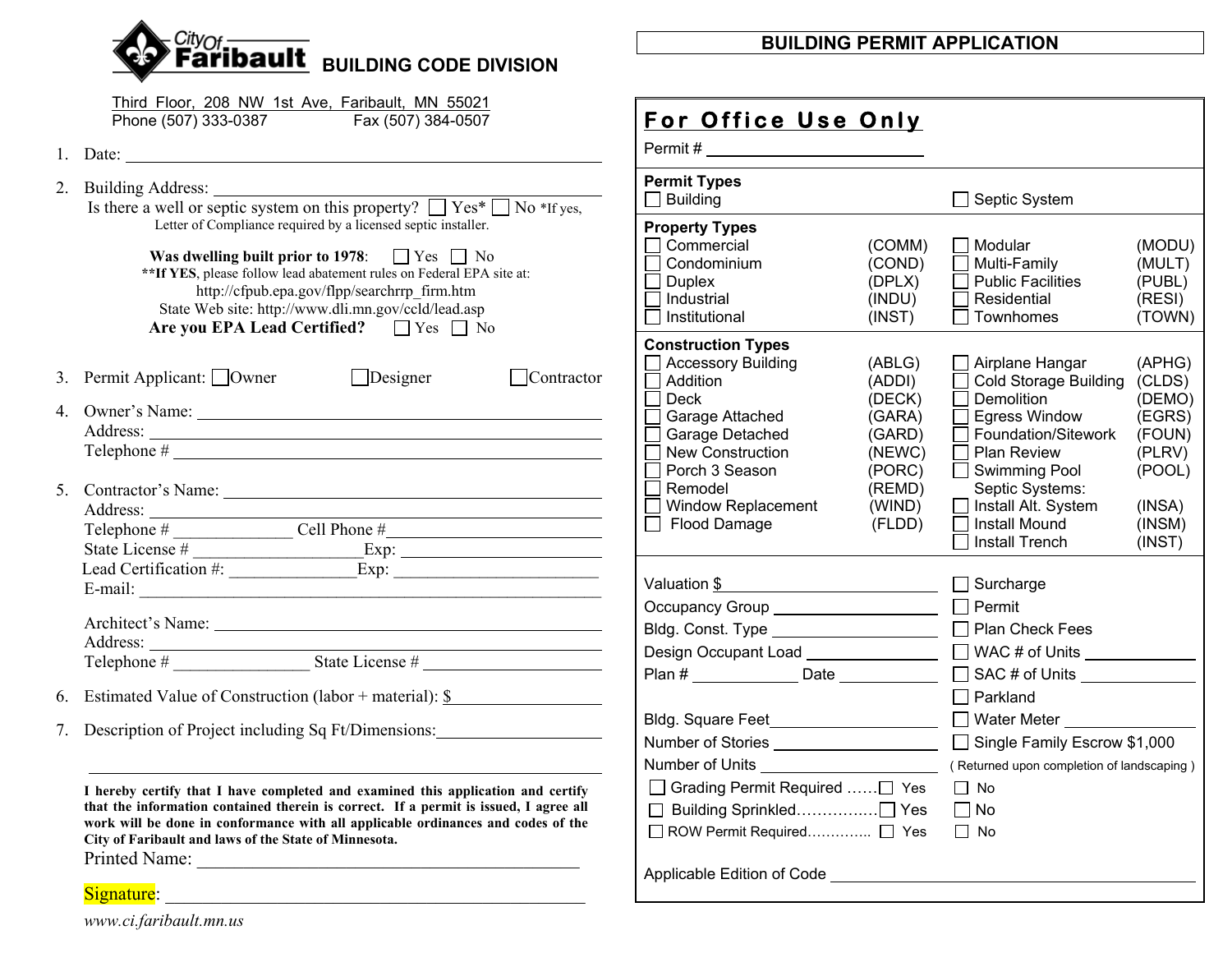City of Faribault **BUILDING CODE DIVISION**

Third Floor, 208 NW 1st Ave, Faribault, MN 55021
Phone (507) 333-0387 Fax (507) 384-0507

# BUILDING PERMIT APPLICATION

1. Date: ____________________

2. Building Address: ____________________
   Is there a well or septic system on this property? ☐ Yes* ☐ No *If yes, Letter of Compliance required by a licensed septic installer.

   **Was dwelling built prior to 1978**: ☐ Yes ☐ No
   **\*\*If YES**, please follow lead abatement rules on Federal EPA site at:
   http://cfpub.epa.gov/flpp/searchrrp_firm.htm
   State Web site: http://www.dli.mn.gov/ccld/lead.asp
   **Are you EPA Lead Certified?** ☐ Yes ☐ No

3. Permit Applicant: ☐ Owner ☐ Designer ☐ Contractor

4. Owner's Name: ____________________
   Address: ____________________
   Telephone # ____________________

5. Contractor's Name: ____________________
   Address: ____________________
   Telephone # ______________ Cell Phone # ______________
   State License # ______________ Exp: ______________
   Lead Certification #: ______________ Exp: ______________
   E-mail: ____________________

   Architect's Name: ____________________
   Address: ____________________
   Telephone # ______________ State License # ______________

6. Estimated Value of Construction (labor + material): $ ____________________

7. Description of Project including Sq Ft/Dimensions: ____________________

**I hereby certify that I have completed and examined this application and certify that the information contained therein is correct. If a permit is issued, I agree all work will be done in conformance with all applicable ordinances and codes of the City of Faribault and laws of the State of Minnesota.**

Printed Name: ____________________

Signature: ____________________

*www.ci.faribault.mn.us*

## For Office Use Only

Permit # ____________________

**Permit Types**

☐ Building ☐ Septic System

**Property Types**

| | | | |
|---|---|---|---|
| ☐ Commercial | (COMM) | ☐ Modular | (MODU) |
| ☐ Condominium | (COND) | ☐ Multi-Family | (MULT) |
| ☐ Duplex | (DPLX) | ☐ Public Facilities | (PUBL) |
| ☐ Industrial | (INDU) | ☐ Residential | (RESI) |
| ☐ Institutional | (INST) | ☐ Townhomes | (TOWN) |

**Construction Types**

| | | | |
|---|---|---|---|
| ☐ Accessory Building | (ABLG) | ☐ Airplane Hangar | (APHG) |
| ☐ Addition | (ADDI) | ☐ Cold Storage Building | (CLDS) |
| ☐ Deck | (DECK) | ☐ Demolition | (DEMO) |
| ☐ Garage Attached | (GARA) | ☐ Egress Window | (EGRS) |
| ☐ Garage Detached | (GARD) | ☐ Foundation/Sitework | (FOUN) |
| ☐ New Construction | (NEWC) | ☐ Plan Review | (PLRV) |
| ☐ Porch 3 Season | (PORC) | ☐ Swimming Pool | (POOL) |
| ☐ Remodel | (REMD) | Septic Systems: | |
| ☐ Window Replacement | (WIND) | ☐ Install Alt. System | (INSA) |
| ☐ Flood Damage | (FLDD) | ☐ Install Mound | (INSM) |
| | | ☐ Install Trench | (INST) |

Valuation $ ____________________ ☐ Surcharge
Occupancy Group ____________________ ☐ Permit
Bldg. Const. Type ____________________ ☐ Plan Check Fees
Design Occupant Load ____________________ ☐ WAC # of Units ______________
Plan # ______________ Date ______________ ☐ SAC # of Units ______________
☐ Parkland
Bldg. Square Feet ____________________ ☐ Water Meter ______________
Number of Stories ____________________ ☐ Single Family Escrow $1,000
Number of Units ____________________ ( Returned upon completion of landscaping )

☐ Grading Permit Required …… ☐ Yes ☐ No
☐ Building Sprinkled……………. ☐ Yes ☐ No
☐ ROW Permit Required………….. ☐ Yes ☐ No

Applicable Edition of Code ____________________